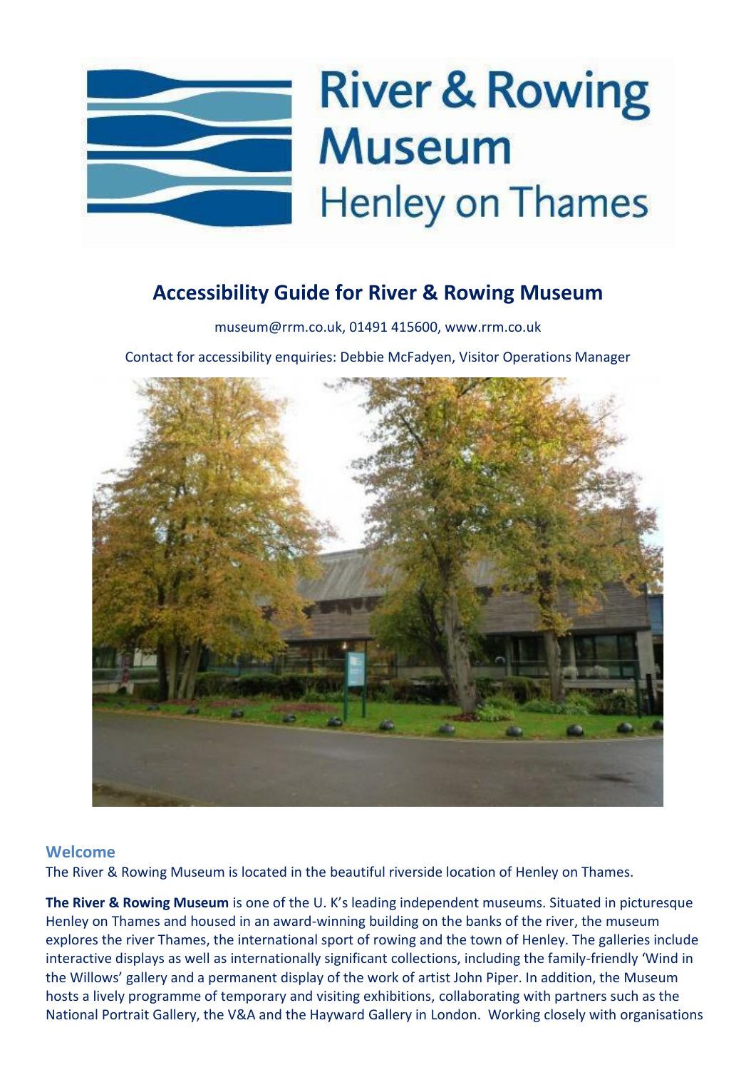# Accessibility Guide for River & Rowing Museum

museum@rrm.co.uk, 01491 415600, www.rrm.co.uk

Contact for accessibility enquiries: Debbie McFadyen, Visitor Operations Manager

## Welcome

The River & Rowing Museum is located in the beautiful riverside location of Henley on Thames.

**The River & Rowing Museum** is one of the U. K's leading independent museums. Situated in picturesque Henley on Thames and housed in an award-winning building on the banks of the river, the museum explores the river Thames, the international sport of rowing and the town of Henley. The galleries include interactive displays as well as internationally significant collections, including the family-friendly 'Wind in the Willows' gallery and a permanent display of the work of artist John Piper. In addition, the Museum hosts a lively programme of temporary and visiting exhibitions, collaborating with partners such as the National Portrait Gallery, the V&A and the Hayward Gallery in London. Working closely with organisations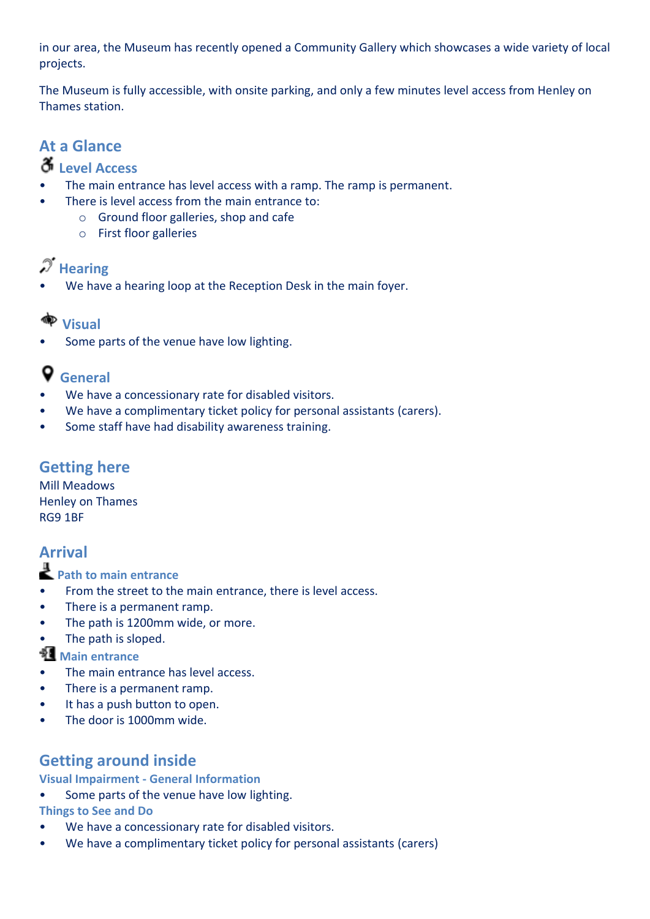in our area, the Museum has recently opened a Community Gallery which showcases a wide variety of local projects.

The Museum is fully accessible, with onsite parking, and only a few minutes level access from Henley on Thames station.

## At a Glance

### Level Access

- The main entrance has level access with a ramp. The ramp is permanent.
- There is level access from the main entrance to:
    - Ground floor galleries, shop and cafe
    - First floor galleries

### Hearing

- We have a hearing loop at the Reception Desk in the main foyer.

### Visual

- Some parts of the venue have low lighting.

### General

- We have a concessionary rate for disabled visitors.
- We have a complimentary ticket policy for personal assistants (carers).
- Some staff have had disability awareness training.

## Getting here

Mill Meadows
Henley on Thames
RG9 1BF

## Arrival

### Path to main entrance

- From the street to the main entrance, there is level access.
- There is a permanent ramp.
- The path is 1200mm wide, or more.
- The path is sloped.

### Main entrance

- The main entrance has level access.
- There is a permanent ramp.
- It has a push button to open.
- The door is 1000mm wide.

## Getting around inside

### Visual Impairment - General Information

- Some parts of the venue have low lighting.

### Things to See and Do

- We have a concessionary rate for disabled visitors.
- We have a complimentary ticket policy for personal assistants (carers)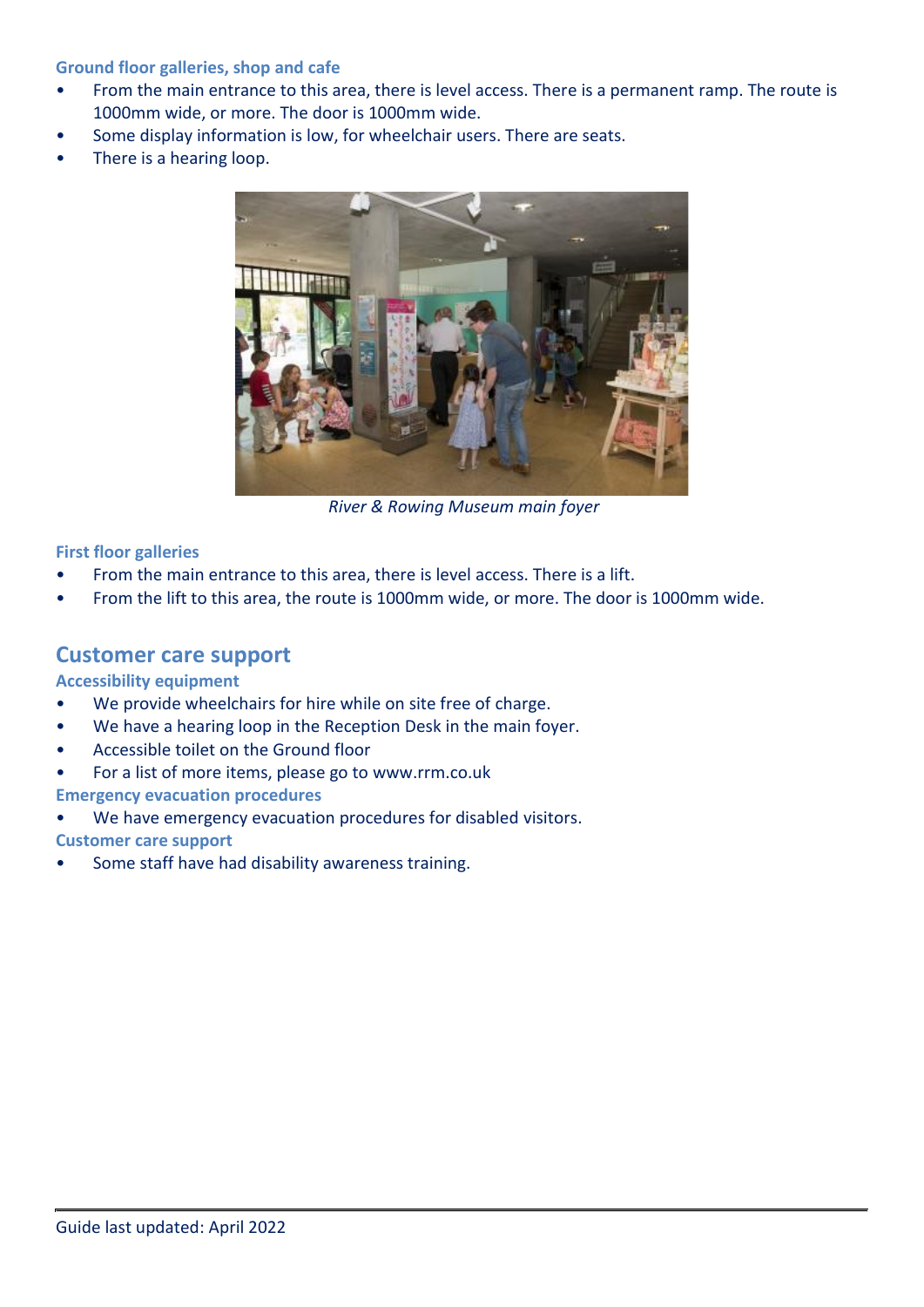### Ground floor galleries, shop and cafe

- From the main entrance to this area, there is level access. There is a permanent ramp. The route is 1000mm wide, or more. The door is 1000mm wide.
- Some display information is low, for wheelchair users. There are seats.
- There is a hearing loop.

*River & Rowing Museum main foyer*

### First floor galleries

- From the main entrance to this area, there is level access. There is a lift.
- From the lift to this area, the route is 1000mm wide, or more. The door is 1000mm wide.

## Customer care support

### Accessibility equipment

- We provide wheelchairs for hire while on site free of charge.
- We have a hearing loop in the Reception Desk in the main foyer.
- Accessible toilet on the Ground floor
- For a list of more items, please go to www.rrm.co.uk

### Emergency evacuation procedures

- We have emergency evacuation procedures for disabled visitors.

### Customer care support

- Some staff have had disability awareness training.

Guide last updated: April 2022